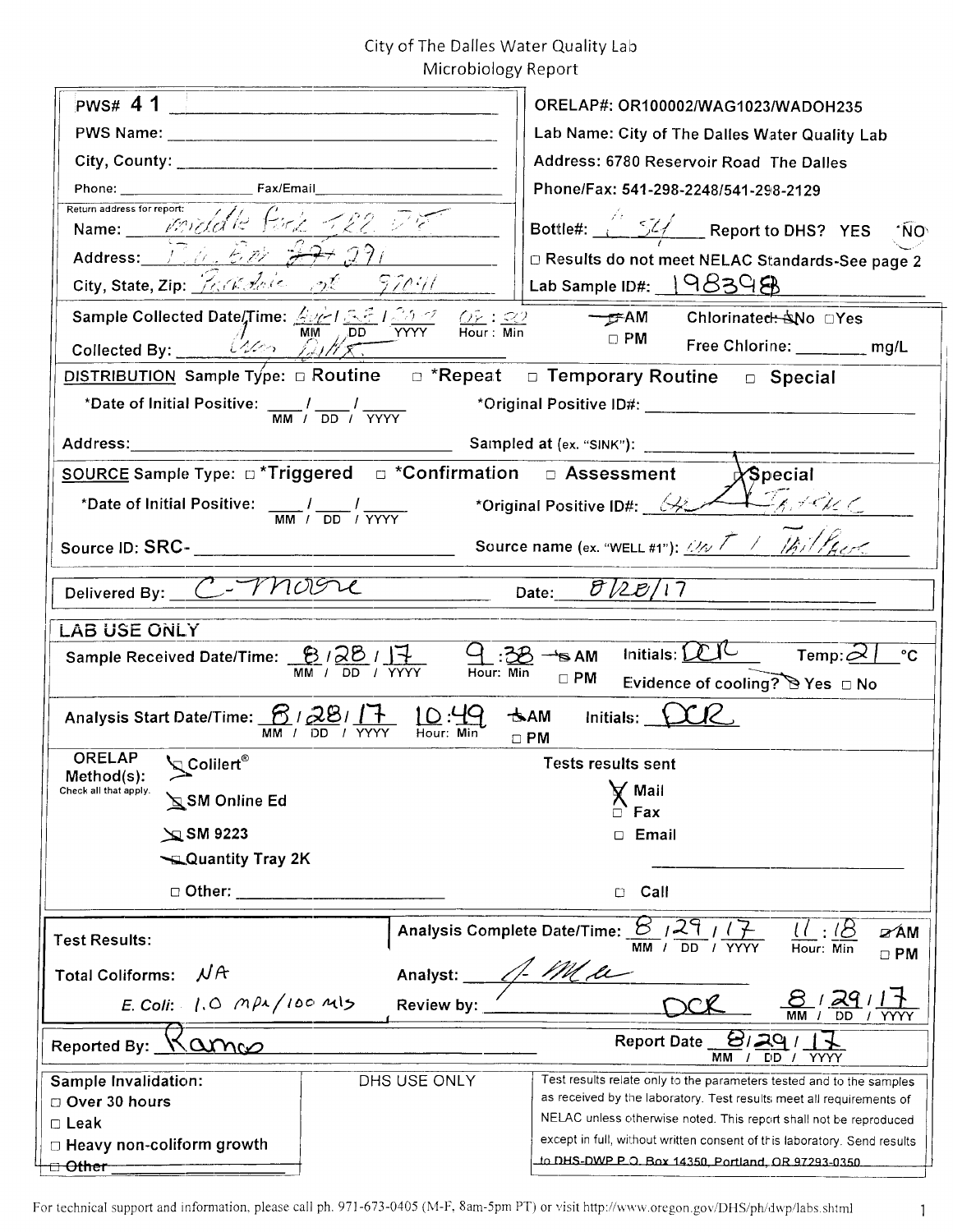# City of The Dalles Water Quality Lab
## Microbiology Report

| | |
|---|---|
| PWS# **41** | ORELAP#: OR100002/WAG1023/WADOH235 |
| PWS Name: | Lab Name: City of The Dalles Water Quality Lab |
| City, County: | Address: 6780 Reservoir Road The Dalles |
| Phone: Fax/Email | Phone/Fax: 541-298-2248/541-298-2129 |
| Return address for report: Name: Middle Fork SP2 DE | Bottle#: 34 Report to DHS? YES ☒NO |
| Address: PO Box 27 271 | ☐ Results do not meet NELAC Standards-See page 2 |
| City, State, Zip: Parkdale OR 97041 | Lab Sample ID#: 198398 |

Sample Collected Date/Time: 08/28/2017 08:20 (MM DD YYYY Hour : Min) ☒AM ☐PM Chlorinated: ☒No ☐Yes

Collected By: [illegible] Free Chlorine: ________ mg/L

**DISTRIBUTION** Sample Type: ☐ Routine ☐ *Repeat ☐ Temporary Routine ☐ Special

*Date of Initial Positive: ___ / ___ / ___ (MM / DD / YYYY) *Original Positive ID#: ________

Address: ________ Sampled at (ex. "SINK"): ________

**SOURCE** Sample Type: ☐ *Triggered ☐ *Confirmation ☐ Assessment ☒ Special

*Date of Initial Positive: ___ / ___ / ___ (MM / DD / YYYY) *Original Positive ID#: [illegible]

Source ID: SRC- ________ Source name (ex. "WELL #1"): [illegible]

Delivered By: C-Moore Date: 8/28/17

**LAB USE ONLY**

Sample Received Date/Time: 8/28/17 (MM / DD / YYYY) 9:38 (Hour: Min) ☒AM ☐PM Initials: DCR Temp: 21 °C Evidence of cooling? ☒Yes ☐No

Analysis Start Date/Time: 8/28/17 (MM / DD / YYYY) 10:49 (Hour: Min) ☒AM ☐PM Initials: DCR

ORELAP Method(s): (Check all that apply.)
- ☒ Colilert®
- ☒ SM Online Ed
- ☒ SM 9223
- ☒ Quantity Tray 2K
- ☐ Other: ________

Tests results sent
- ☒ Mail
- ☐ Fax
- ☐ Email
- ☐ Call

**Test Results:**

Total Coliforms: NA

*E. Coli*: 1.0 MPN/100 mls

Analysis Complete Date/Time: 8/29/17 (MM / DD / YYYY) 11:18 (Hour: Min) ☒AM ☐PM

Analyst: [signature]

Review by: DCR 8/29/17 (MM / DD / YYYY)

Reported By: Ramos Report Date 8/29/17 (MM / DD / YYYY)

Sample Invalidation:
- ☐ Over 30 hours
- ☐ Leak
- ☐ Heavy non-coliform growth
- ☐ Other ________

DHS USE ONLY

Test results relate only to the parameters tested and to the samples as received by the laboratory. Test results meet all requirements of NELAC unless otherwise noted. This report shall not be reproduced except in full, without written consent of this laboratory. Send results to DHS-DWP P.O. Box 14350, Portland, OR 97293-0350

For technical support and information, please call ph. 971-673-0405 (M-F, 8am-5pm PT) or visit http://www.oregon.gov/DHS/ph/dwp/labs.shtml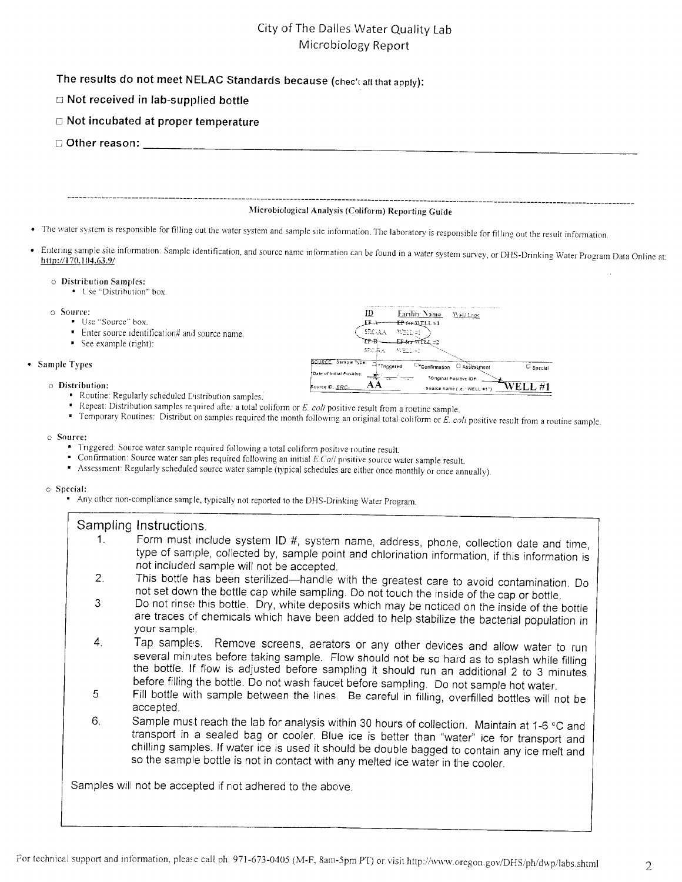City of The Dalles Water Quality Lab
Microbiology Report

**The results do not meet NELAC Standards because (check all that apply):**

☐ **Not received in lab-supplied bottle**

☐ **Not incubated at proper temperature**

☐ **Other reason:** ______________________________

---

**Microbiological Analysis (Coliform) Reporting Guide**

- The water system is responsible for filling out the water system and sample site information. The laboratory is responsible for filling out the result information.
- Entering sample site information: Sample identification, and source name information can be found in a water system survey, or DHS-Drinking Water Program Data Online at: http://170.104.63.9/
  - **Distribution Samples:**
    - Use "Distribution" box.
  - **Source:**
    - Use "Source" box.
    - Enter source identification# and source name.
    - See example (right):

| ID | Facility Name | Well Logs |
|---|---|---|
| EP-A | EP for WELL #1 | |
| SRC-AA | WELL #1 | |
| EP-B | EP for WELL #2 | |
| SRC-BA | WELL #2 | |

SOURCE Sample Type: ☐ *Triggered ☐ *Confirmation ☐ Assessment ☐ Special
*Date of Initial Positive: ___ *Original Positive ID#: ___
Source ID: SRC- AA Source name (i.e. "WELL #1") WELL #1

- **Sample Types**
  - **Distribution:**
    - Routine: Regularly scheduled Distribution samples.
    - Repeat: Distribution samples required after a total coliform or *E. coli* positive result from a routine sample.
    - Temporary Routines: Distribution samples required the month following an original total coliform or *E. coli* positive result from a routine sample.
  - **Source:**
    - Triggered: Source water sample required following a total coliform positive routine result.
    - Confirmation: Source water samples required following an initial *E.Coli* positive source water sample result.
    - Assessment: Regularly scheduled source water sample (typical schedules are either once monthly or once annually).
  - **Special:**
    - Any other non-compliance sample, typically not reported to the DHS-Drinking Water Program.

## Sampling Instructions.

1. Form must include system ID #, system name, address, phone, collection date and time, type of sample, collected by, sample point and chlorination information, if this information is not included sample will not be accepted.
2. This bottle has been sterilized—handle with the greatest care to avoid contamination. Do not set down the bottle cap while sampling. Do not touch the inside of the cap or bottle.
3. Do not rinse this bottle. Dry, white deposits which may be noticed on the inside of the bottle are traces of chemicals which have been added to help stabilize the bacterial population in your sample.
4. Tap samples. Remove screens, aerators or any other devices and allow water to run several minutes before taking sample. Flow should not be so hard as to splash while filling the bottle. If flow is adjusted before sampling it should run an additional 2 to 3 minutes before filling the bottle. Do not wash faucet before sampling. Do not sample hot water.
5. Fill bottle with sample between the lines. Be careful in filling, overfilled bottles will not be accepted.
6. Sample must reach the lab for analysis within 30 hours of collection. Maintain at 1-6 °C and transport in a sealed bag or cooler. Blue ice is better than "water" ice for transport and chilling samples. If water ice is used it should be double bagged to contain any ice melt and so the sample bottle is not in contact with any melted ice water in the cooler.

Samples will not be accepted if not adhered to the above.

For technical support and information, please call ph. 971-673-0405 (M-F, 8am-5pm PT) or visit http://www.oregon.gov/DHS/ph/dwp/labs.shtml